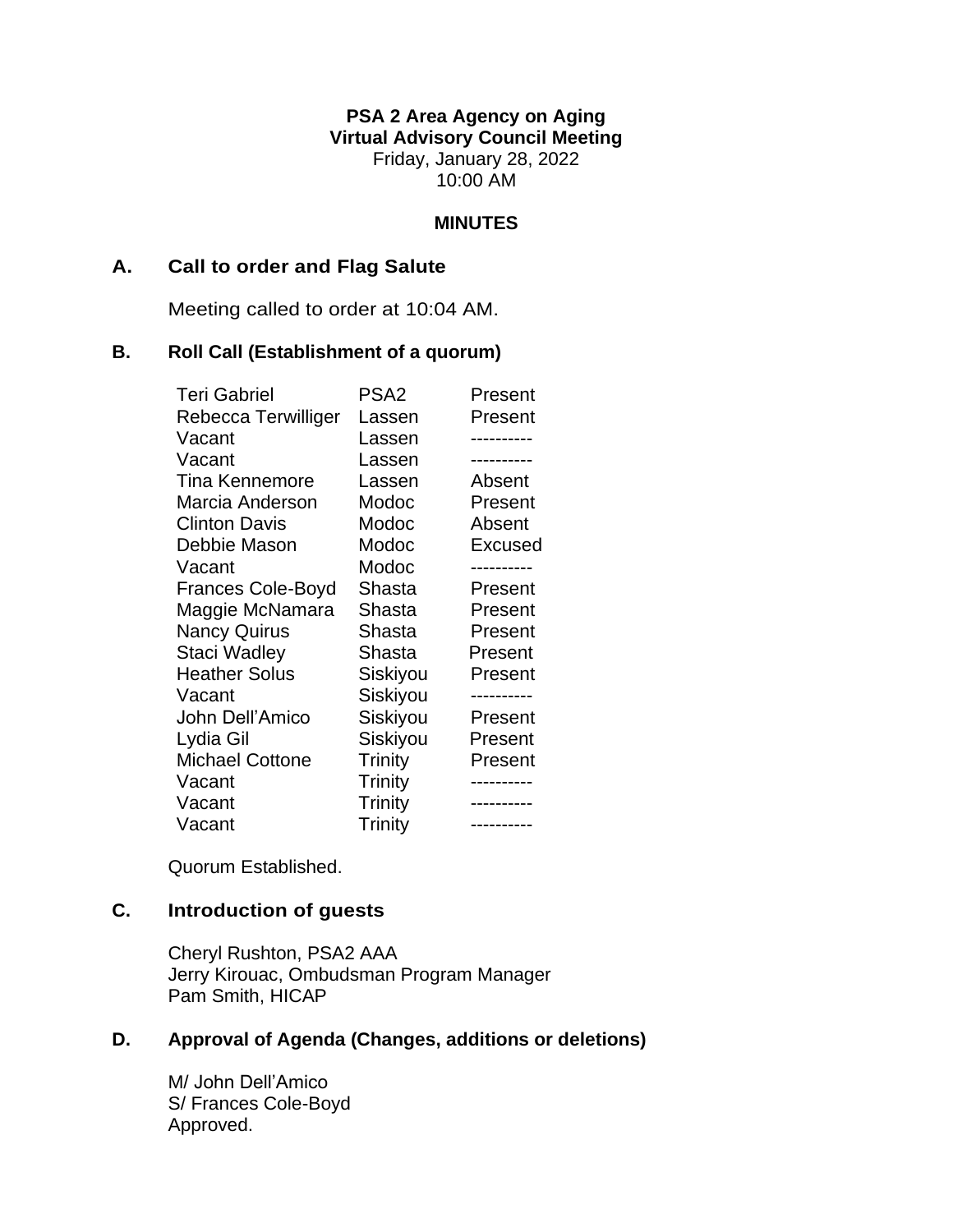**PSA 2 Area Agency on Aging**
**Virtual Advisory Council Meeting**
Friday, January 28, 2022
10:00 AM

**MINUTES**

## A. Call to order and Flag Salute

Meeting called to order at 10:04 AM.

## B. Roll Call (Establishment of a quorum)

| | | |
|---|---|---|
| Teri Gabriel | PSA2 | Present |
| Rebecca Terwilliger | Lassen | Present |
| Vacant | Lassen | ---------- |
| Vacant | Lassen | ---------- |
| Tina Kennemore | Lassen | Absent |
| Marcia Anderson | Modoc | Present |
| Clinton Davis | Modoc | Absent |
| Debbie Mason | Modoc | Excused |
| Vacant | Modoc | ---------- |
| Frances Cole-Boyd | Shasta | Present |
| Maggie McNamara | Shasta | Present |
| Nancy Quirus | Shasta | Present |
| Staci Wadley | Shasta | Present |
| Heather Solus | Siskiyou | Present |
| Vacant | Siskiyou | ---------- |
| John Dell'Amico | Siskiyou | Present |
| Lydia Gil | Siskiyou | Present |
| Michael Cottone | Trinity | Present |
| Vacant | Trinity | ---------- |
| Vacant | Trinity | ---------- |
| Vacant | Trinity | ---------- |

Quorum Established.

## C. Introduction of guests

Cheryl Rushton, PSA2 AAA
Jerry Kirouac, Ombudsman Program Manager
Pam Smith, HICAP

## D. Approval of Agenda (Changes, additions or deletions)

M/ John Dell'Amico
S/ Frances Cole-Boyd
Approved.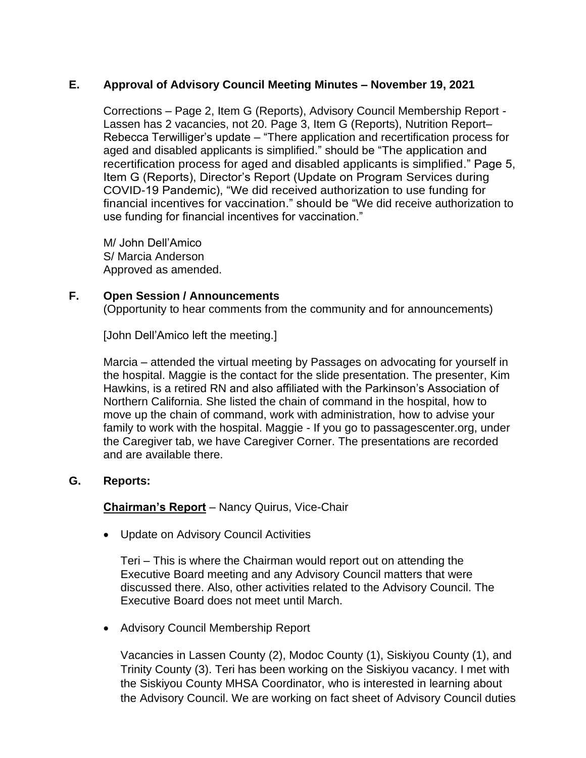## E. Approval of Advisory Council Meeting Minutes – November 19, 2021

Corrections – Page 2, Item G (Reports), Advisory Council Membership Report - Lassen has 2 vacancies, not 20. Page 3, Item G (Reports), Nutrition Report– Rebecca Terwilliger's update – "There application and recertification process for aged and disabled applicants is simplified." should be "The application and recertification process for aged and disabled applicants is simplified." Page 5, Item G (Reports), Director's Report (Update on Program Services during COVID-19 Pandemic), "We did received authorization to use funding for financial incentives for vaccination." should be "We did receive authorization to use funding for financial incentives for vaccination."

M/ John Dell'Amico
S/ Marcia Anderson
Approved as amended.

## F. Open Session / Announcements

(Opportunity to hear comments from the community and for announcements)

[John Dell'Amico left the meeting.]

Marcia – attended the virtual meeting by Passages on advocating for yourself in the hospital. Maggie is the contact for the slide presentation. The presenter, Kim Hawkins, is a retired RN and also affiliated with the Parkinson's Association of Northern California. She listed the chain of command in the hospital, how to move up the chain of command, work with administration, how to advise your family to work with the hospital. Maggie - If you go to passagescenter.org, under the Caregiver tab, we have Caregiver Corner. The presentations are recorded and are available there.

## G. Reports:

**Chairman's Report** – Nancy Quirus, Vice-Chair

- Update on Advisory Council Activities

  Teri – This is where the Chairman would report out on attending the Executive Board meeting and any Advisory Council matters that were discussed there. Also, other activities related to the Advisory Council. The Executive Board does not meet until March.

- Advisory Council Membership Report

  Vacancies in Lassen County (2), Modoc County (1), Siskiyou County (1), and Trinity County (3). Teri has been working on the Siskiyou vacancy. I met with the Siskiyou County MHSA Coordinator, who is interested in learning about the Advisory Council. We are working on fact sheet of Advisory Council duties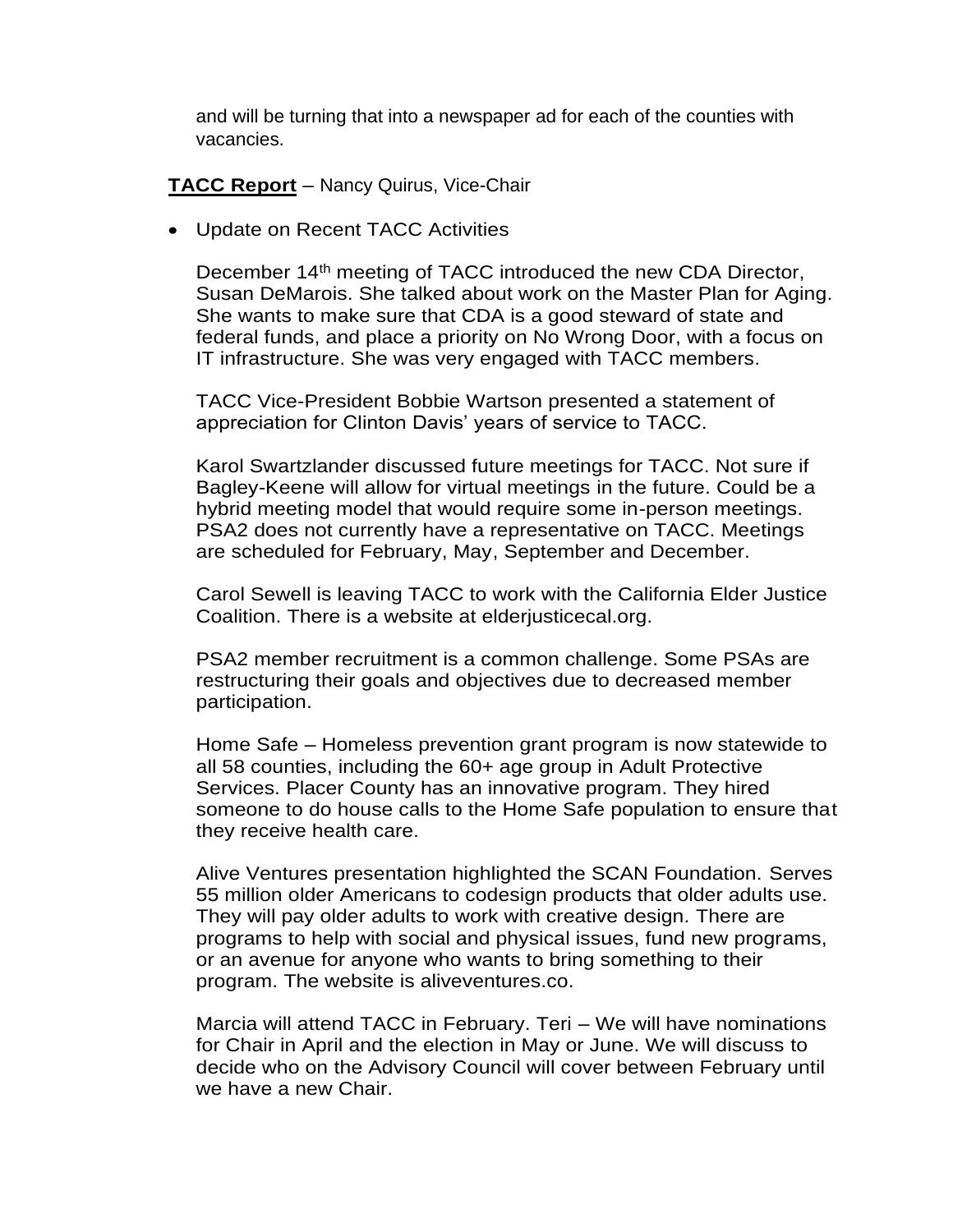and will be turning that into a newspaper ad for each of the counties with vacancies.

**TACC Report** – Nancy Quirus, Vice-Chair

- Update on Recent TACC Activities

  December 14th meeting of TACC introduced the new CDA Director, Susan DeMarois. She talked about work on the Master Plan for Aging. She wants to make sure that CDA is a good steward of state and federal funds, and place a priority on No Wrong Door, with a focus on IT infrastructure. She was very engaged with TACC members.

  TACC Vice-President Bobbie Wartson presented a statement of appreciation for Clinton Davis' years of service to TACC.

  Karol Swartzlander discussed future meetings for TACC. Not sure if Bagley-Keene will allow for virtual meetings in the future. Could be a hybrid meeting model that would require some in-person meetings. PSA2 does not currently have a representative on TACC. Meetings are scheduled for February, May, September and December.

  Carol Sewell is leaving TACC to work with the California Elder Justice Coalition. There is a website at elderjusticecal.org.

  PSA2 member recruitment is a common challenge. Some PSAs are restructuring their goals and objectives due to decreased member participation.

  Home Safe – Homeless prevention grant program is now statewide to all 58 counties, including the 60+ age group in Adult Protective Services. Placer County has an innovative program. They hired someone to do house calls to the Home Safe population to ensure that they receive health care.

  Alive Ventures presentation highlighted the SCAN Foundation. Serves 55 million older Americans to codesign products that older adults use. They will pay older adults to work with creative design. There are programs to help with social and physical issues, fund new programs, or an avenue for anyone who wants to bring something to their program. The website is aliveventures.co.

  Marcia will attend TACC in February. Teri – We will have nominations for Chair in April and the election in May or June. We will discuss to decide who on the Advisory Council will cover between February until we have a new Chair.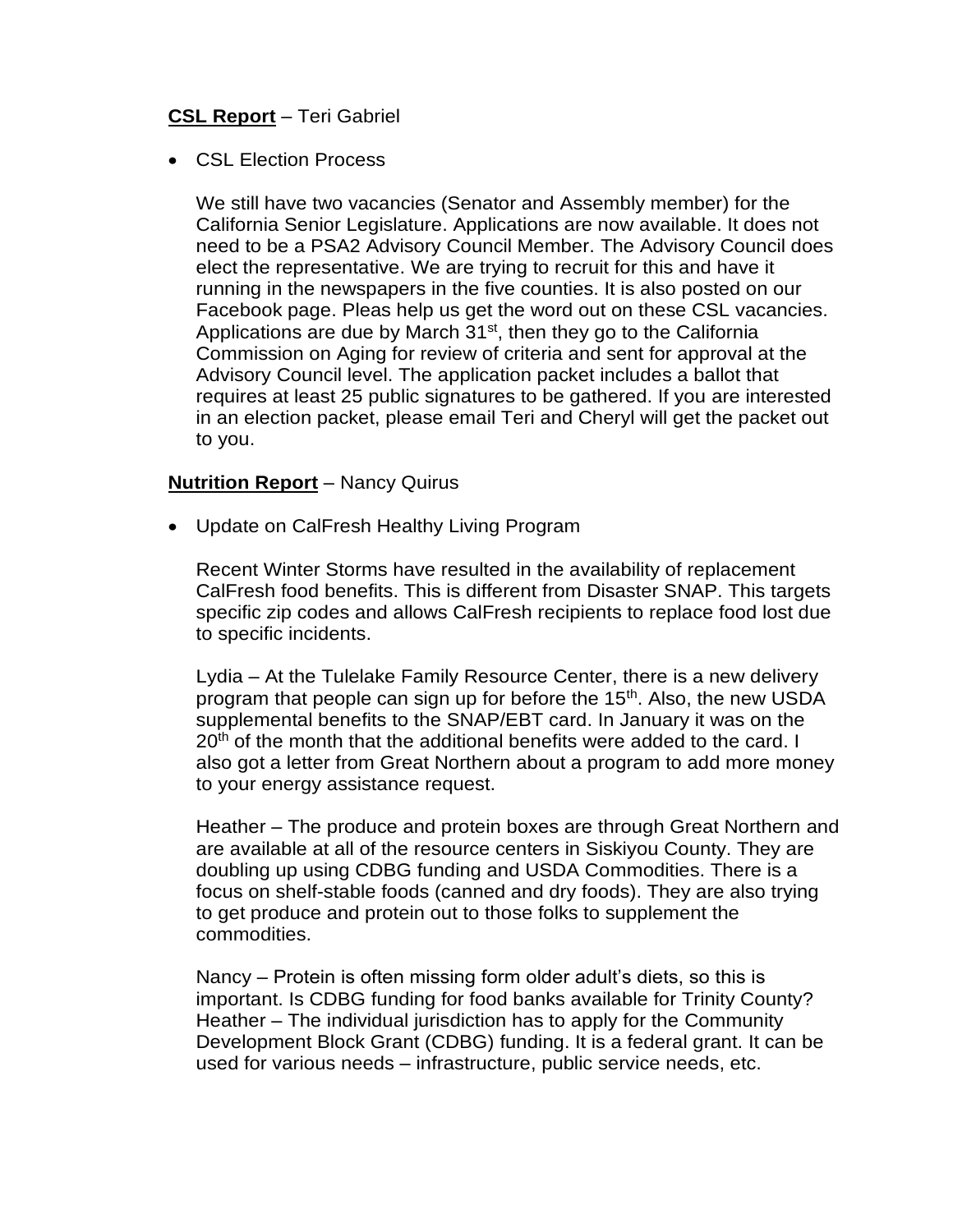**CSL Report** – Teri Gabriel

- CSL Election Process

  We still have two vacancies (Senator and Assembly member) for the California Senior Legislature. Applications are now available. It does not need to be a PSA2 Advisory Council Member. The Advisory Council does elect the representative. We are trying to recruit for this and have it running in the newspapers in the five counties. It is also posted on our Facebook page. Pleas help us get the word out on these CSL vacancies. Applications are due by March 31st, then they go to the California Commission on Aging for review of criteria and sent for approval at the Advisory Council level. The application packet includes a ballot that requires at least 25 public signatures to be gathered. If you are interested in an election packet, please email Teri and Cheryl will get the packet out to you.

**Nutrition Report** – Nancy Quirus

- Update on CalFresh Healthy Living Program

  Recent Winter Storms have resulted in the availability of replacement CalFresh food benefits. This is different from Disaster SNAP. This targets specific zip codes and allows CalFresh recipients to replace food lost due to specific incidents.

  Lydia – At the Tulelake Family Resource Center, there is a new delivery program that people can sign up for before the 15th. Also, the new USDA supplemental benefits to the SNAP/EBT card. In January it was on the 20th of the month that the additional benefits were added to the card. I also got a letter from Great Northern about a program to add more money to your energy assistance request.

  Heather – The produce and protein boxes are through Great Northern and are available at all of the resource centers in Siskiyou County. They are doubling up using CDBG funding and USDA Commodities. There is a focus on shelf-stable foods (canned and dry foods). They are also trying to get produce and protein out to those folks to supplement the commodities.

  Nancy – Protein is often missing form older adult's diets, so this is important. Is CDBG funding for food banks available for Trinity County?
  Heather – The individual jurisdiction has to apply for the Community Development Block Grant (CDBG) funding. It is a federal grant. It can be used for various needs – infrastructure, public service needs, etc.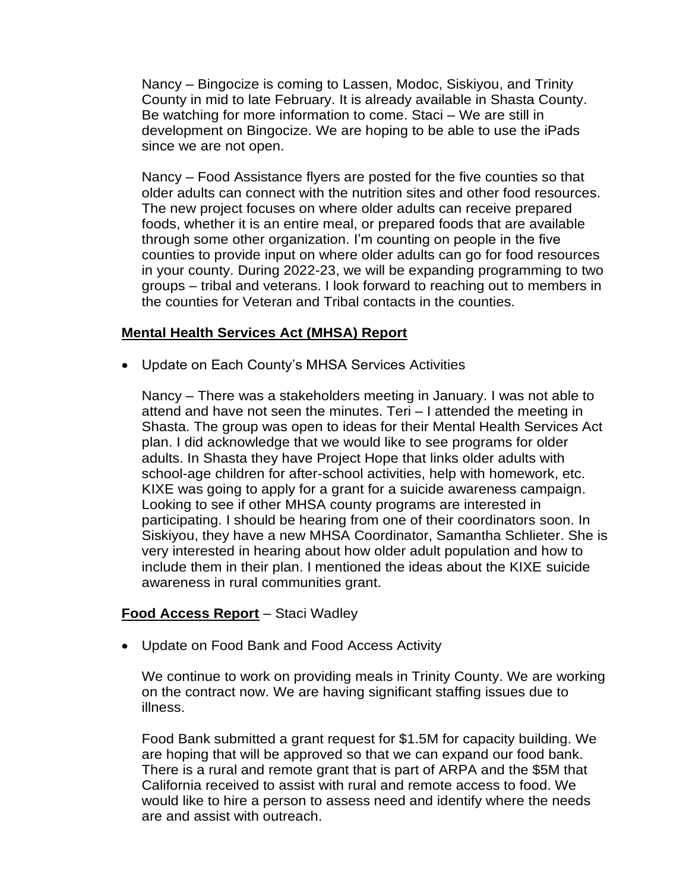Nancy – Bingocize is coming to Lassen, Modoc, Siskiyou, and Trinity County in mid to late February. It is already available in Shasta County. Be watching for more information to come. Staci – We are still in development on Bingocize. We are hoping to be able to use the iPads since we are not open.

Nancy – Food Assistance flyers are posted for the five counties so that older adults can connect with the nutrition sites and other food resources. The new project focuses on where older adults can receive prepared foods, whether it is an entire meal, or prepared foods that are available through some other organization. I'm counting on people in the five counties to provide input on where older adults can go for food resources in your county. During 2022-23, we will be expanding programming to two groups – tribal and veterans. I look forward to reaching out to members in the counties for Veteran and Tribal contacts in the counties.

**<u>Mental Health Services Act (MHSA) Report</u>**

- Update on Each County's MHSA Services Activities

  Nancy – There was a stakeholders meeting in January. I was not able to attend and have not seen the minutes. Teri – I attended the meeting in Shasta. The group was open to ideas for their Mental Health Services Act plan. I did acknowledge that we would like to see programs for older adults. In Shasta they have Project Hope that links older adults with school-age children for after-school activities, help with homework, etc. KIXE was going to apply for a grant for a suicide awareness campaign. Looking to see if other MHSA county programs are interested in participating. I should be hearing from one of their coordinators soon. In Siskiyou, they have a new MHSA Coordinator, Samantha Schlieter. She is very interested in hearing about how older adult population and how to include them in their plan. I mentioned the ideas about the KIXE suicide awareness in rural communities grant.

**<u>Food Access Report</u>** – Staci Wadley

- Update on Food Bank and Food Access Activity

  We continue to work on providing meals in Trinity County. We are working on the contract now. We are having significant staffing issues due to illness.

  Food Bank submitted a grant request for $1.5M for capacity building. We are hoping that will be approved so that we can expand our food bank. There is a rural and remote grant that is part of ARPA and the $5M that California received to assist with rural and remote access to food. We would like to hire a person to assess need and identify where the needs are and assist with outreach.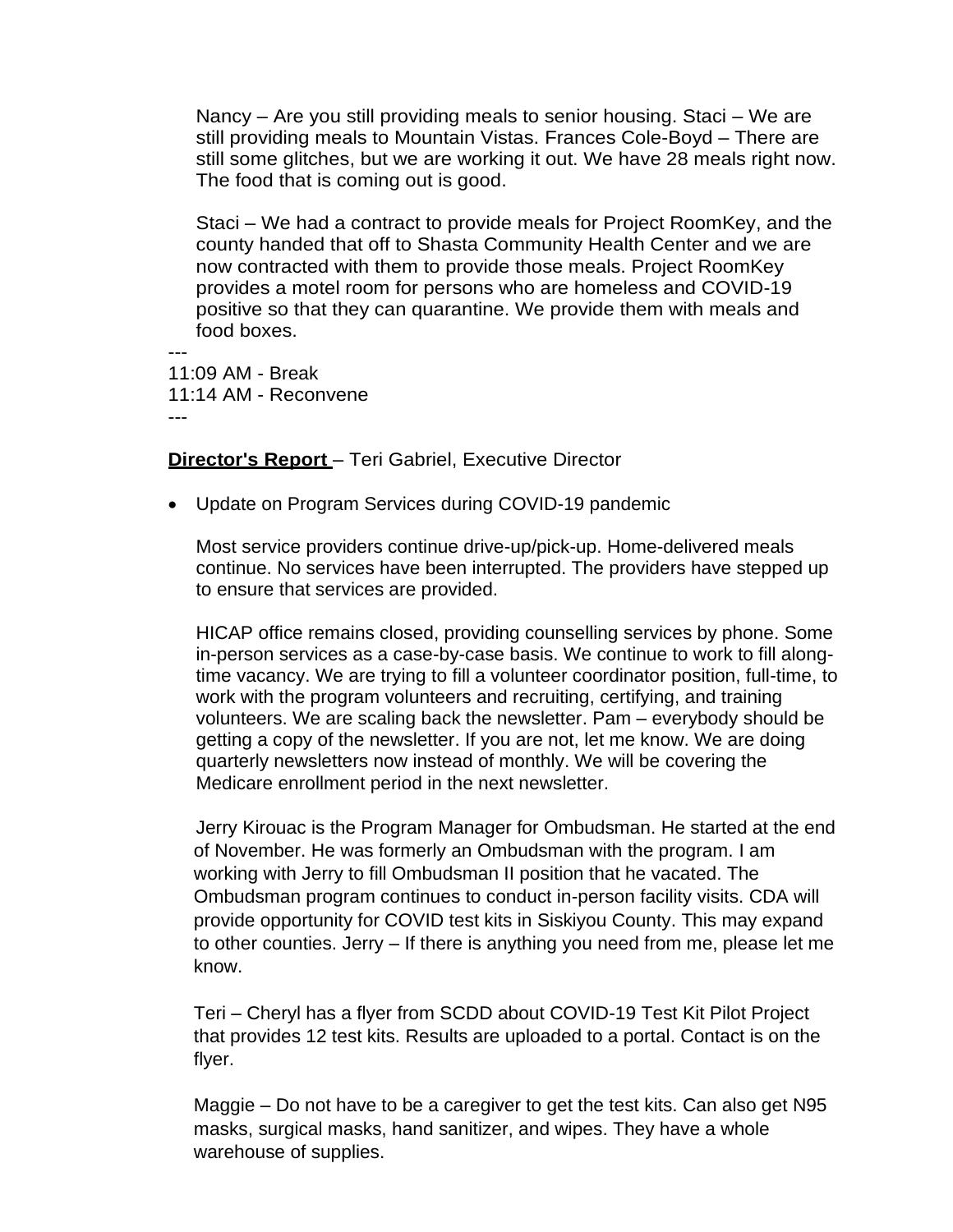Nancy – Are you still providing meals to senior housing. Staci – We are still providing meals to Mountain Vistas. Frances Cole-Boyd – There are still some glitches, but we are working it out. We have 28 meals right now. The food that is coming out is good.

Staci – We had a contract to provide meals for Project RoomKey, and the county handed that off to Shasta Community Health Center and we are now contracted with them to provide those meals. Project RoomKey provides a motel room for persons who are homeless and COVID-19 positive so that they can quarantine. We provide them with meals and food boxes.

---

11:09 AM - Break
11:14 AM - Reconvene

---

**Director's Report** – Teri Gabriel, Executive Director

- Update on Program Services during COVID-19 pandemic

  Most service providers continue drive-up/pick-up. Home-delivered meals continue. No services have been interrupted. The providers have stepped up to ensure that services are provided.

  HICAP office remains closed, providing counselling services by phone. Some in-person services as a case-by-case basis. We continue to work to fill along-time vacancy. We are trying to fill a volunteer coordinator position, full-time, to work with the program volunteers and recruiting, certifying, and training volunteers. We are scaling back the newsletter. Pam – everybody should be getting a copy of the newsletter. If you are not, let me know. We are doing quarterly newsletters now instead of monthly. We will be covering the Medicare enrollment period in the next newsletter.

  Jerry Kirouac is the Program Manager for Ombudsman. He started at the end of November. He was formerly an Ombudsman with the program. I am working with Jerry to fill Ombudsman II position that he vacated. The Ombudsman program continues to conduct in-person facility visits. CDA will provide opportunity for COVID test kits in Siskiyou County. This may expand to other counties. Jerry – If there is anything you need from me, please let me know.

  Teri – Cheryl has a flyer from SCDD about COVID-19 Test Kit Pilot Project that provides 12 test kits. Results are uploaded to a portal. Contact is on the flyer.

  Maggie – Do not have to be a caregiver to get the test kits. Can also get N95 masks, surgical masks, hand sanitizer, and wipes. They have a whole warehouse of supplies.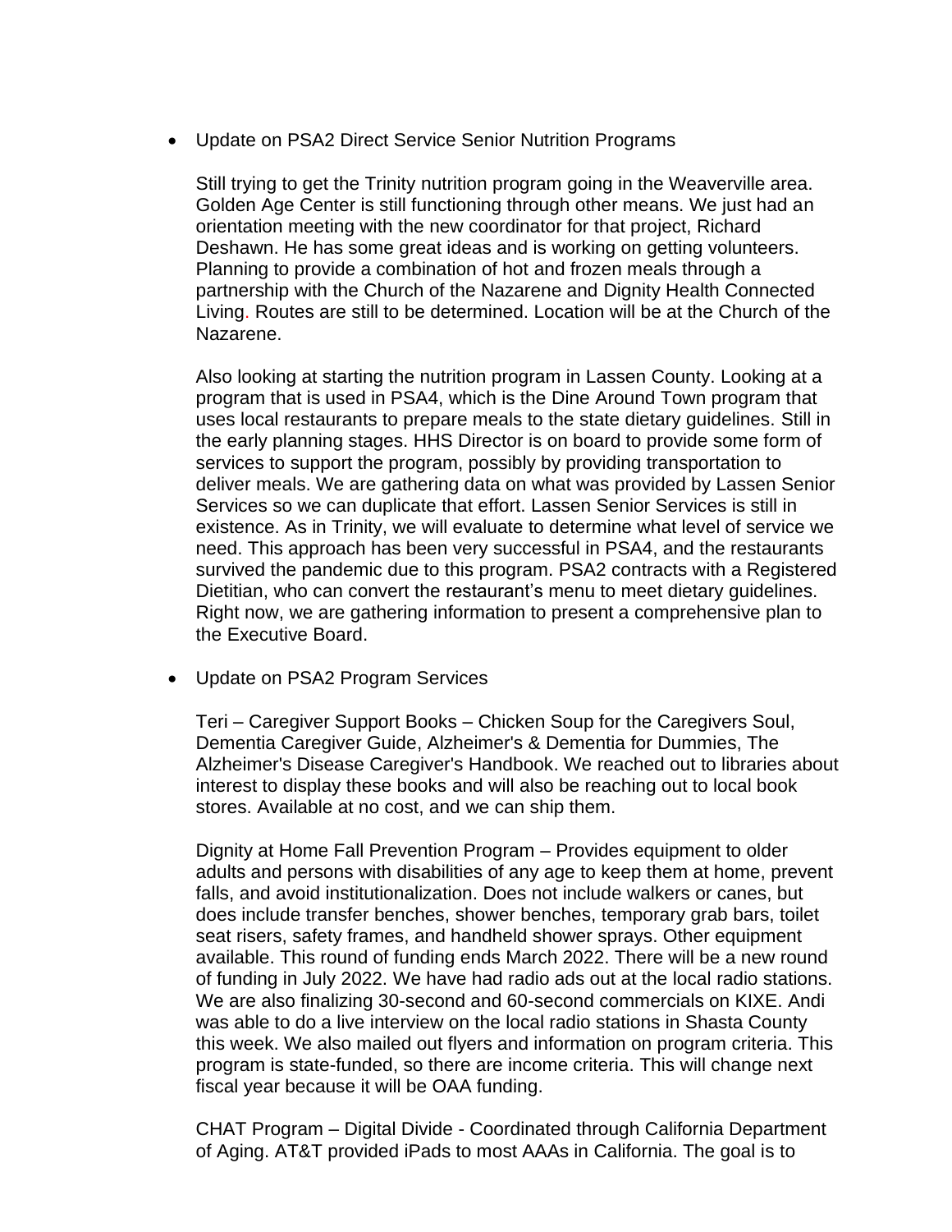- Update on PSA2 Direct Service Senior Nutrition Programs

  Still trying to get the Trinity nutrition program going in the Weaverville area. Golden Age Center is still functioning through other means. We just had an orientation meeting with the new coordinator for that project, Richard Deshawn. He has some great ideas and is working on getting volunteers. Planning to provide a combination of hot and frozen meals through a partnership with the Church of the Nazarene and Dignity Health Connected Living. Routes are still to be determined. Location will be at the Church of the Nazarene.

  Also looking at starting the nutrition program in Lassen County. Looking at a program that is used in PSA4, which is the Dine Around Town program that uses local restaurants to prepare meals to the state dietary guidelines. Still in the early planning stages. HHS Director is on board to provide some form of services to support the program, possibly by providing transportation to deliver meals. We are gathering data on what was provided by Lassen Senior Services so we can duplicate that effort. Lassen Senior Services is still in existence. As in Trinity, we will evaluate to determine what level of service we need. This approach has been very successful in PSA4, and the restaurants survived the pandemic due to this program. PSA2 contracts with a Registered Dietitian, who can convert the restaurant's menu to meet dietary guidelines. Right now, we are gathering information to present a comprehensive plan to the Executive Board.

- Update on PSA2 Program Services

  Teri – Caregiver Support Books – Chicken Soup for the Caregivers Soul, Dementia Caregiver Guide, Alzheimer's & Dementia for Dummies, The Alzheimer's Disease Caregiver's Handbook. We reached out to libraries about interest to display these books and will also be reaching out to local book stores. Available at no cost, and we can ship them.

  Dignity at Home Fall Prevention Program – Provides equipment to older adults and persons with disabilities of any age to keep them at home, prevent falls, and avoid institutionalization. Does not include walkers or canes, but does include transfer benches, shower benches, temporary grab bars, toilet seat risers, safety frames, and handheld shower sprays. Other equipment available. This round of funding ends March 2022. There will be a new round of funding in July 2022. We have had radio ads out at the local radio stations. We are also finalizing 30-second and 60-second commercials on KIXE. Andi was able to do a live interview on the local radio stations in Shasta County this week. We also mailed out flyers and information on program criteria. This program is state-funded, so there are income criteria. This will change next fiscal year because it will be OAA funding.

  CHAT Program – Digital Divide - Coordinated through California Department of Aging. AT&T provided iPads to most AAAs in California. The goal is to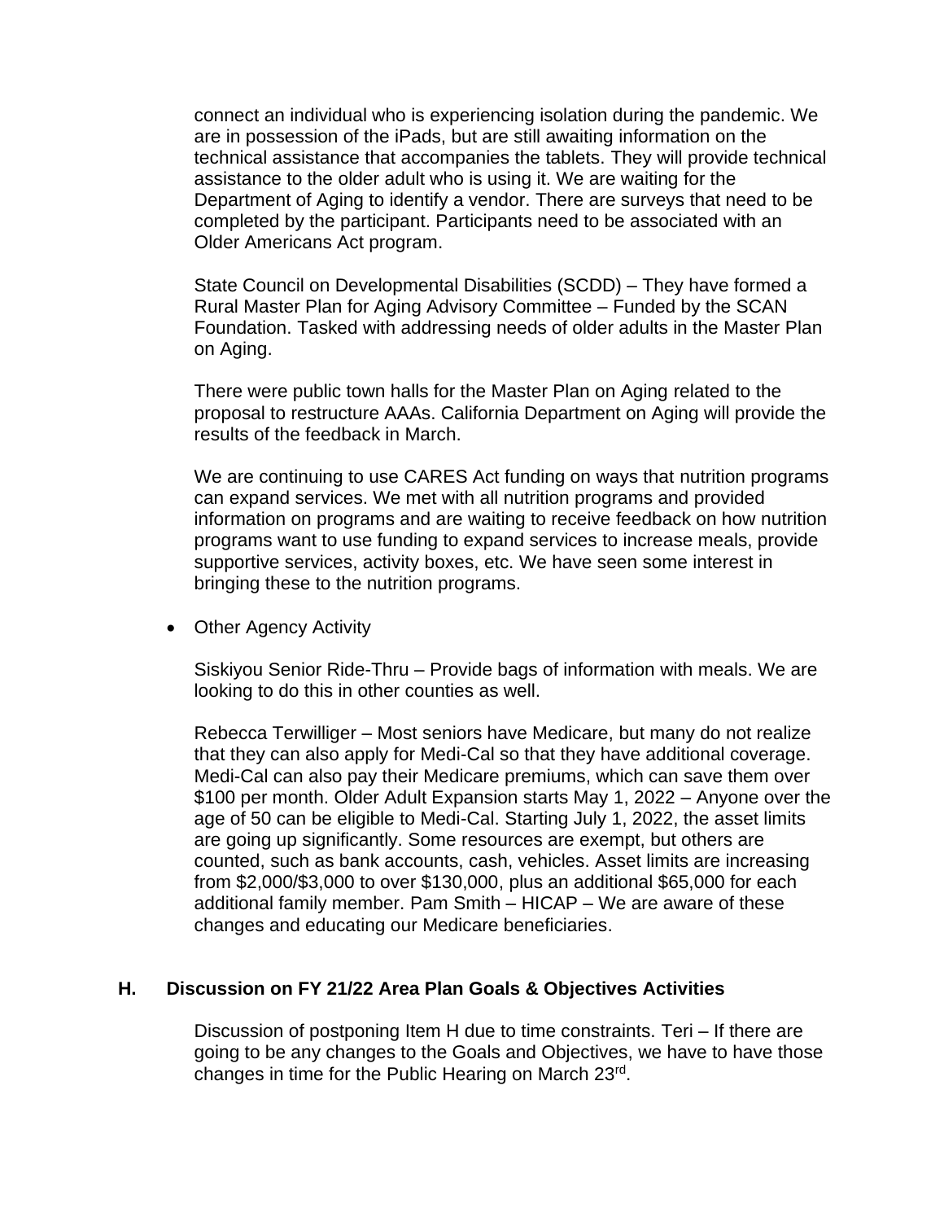connect an individual who is experiencing isolation during the pandemic. We are in possession of the iPads, but are still awaiting information on the technical assistance that accompanies the tablets. They will provide technical assistance to the older adult who is using it. We are waiting for the Department of Aging to identify a vendor. There are surveys that need to be completed by the participant. Participants need to be associated with an Older Americans Act program.

State Council on Developmental Disabilities (SCDD) – They have formed a Rural Master Plan for Aging Advisory Committee – Funded by the SCAN Foundation. Tasked with addressing needs of older adults in the Master Plan on Aging.

There were public town halls for the Master Plan on Aging related to the proposal to restructure AAAs. California Department on Aging will provide the results of the feedback in March.

We are continuing to use CARES Act funding on ways that nutrition programs can expand services. We met with all nutrition programs and provided information on programs and are waiting to receive feedback on how nutrition programs want to use funding to expand services to increase meals, provide supportive services, activity boxes, etc. We have seen some interest in bringing these to the nutrition programs.

- Other Agency Activity

Siskiyou Senior Ride-Thru – Provide bags of information with meals. We are looking to do this in other counties as well.

Rebecca Terwilliger – Most seniors have Medicare, but many do not realize that they can also apply for Medi-Cal so that they have additional coverage. Medi-Cal can also pay their Medicare premiums, which can save them over $100 per month. Older Adult Expansion starts May 1, 2022 – Anyone over the age of 50 can be eligible to Medi-Cal. Starting July 1, 2022, the asset limits are going up significantly. Some resources are exempt, but others are counted, such as bank accounts, cash, vehicles. Asset limits are increasing from $2,000/$3,000 to over $130,000, plus an additional $65,000 for each additional family member. Pam Smith – HICAP – We are aware of these changes and educating our Medicare beneficiaries.

## H. Discussion on FY 21/22 Area Plan Goals & Objectives Activities

Discussion of postponing Item H due to time constraints. Teri – If there are going to be any changes to the Goals and Objectives, we have to have those changes in time for the Public Hearing on March 23rd.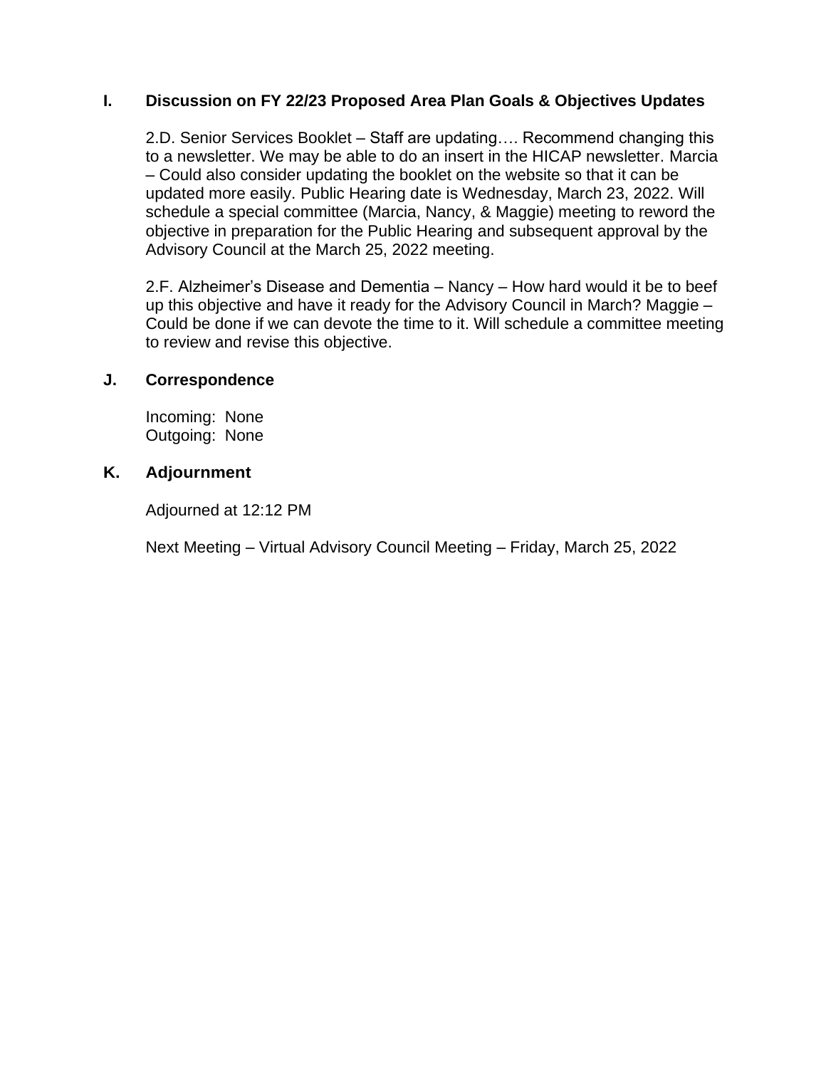## I. Discussion on FY 22/23 Proposed Area Plan Goals & Objectives Updates

2.D. Senior Services Booklet – Staff are updating…. Recommend changing this to a newsletter. We may be able to do an insert in the HICAP newsletter. Marcia – Could also consider updating the booklet on the website so that it can be updated more easily. Public Hearing date is Wednesday, March 23, 2022. Will schedule a special committee (Marcia, Nancy, & Maggie) meeting to reword the objective in preparation for the Public Hearing and subsequent approval by the Advisory Council at the March 25, 2022 meeting.

2.F. Alzheimer's Disease and Dementia – Nancy – How hard would it be to beef up this objective and have it ready for the Advisory Council in March? Maggie – Could be done if we can devote the time to it. Will schedule a committee meeting to review and revise this objective.

## J. Correspondence

Incoming: None
Outgoing: None

## K. Adjournment

Adjourned at 12:12 PM

Next Meeting – Virtual Advisory Council Meeting – Friday, March 25, 2022